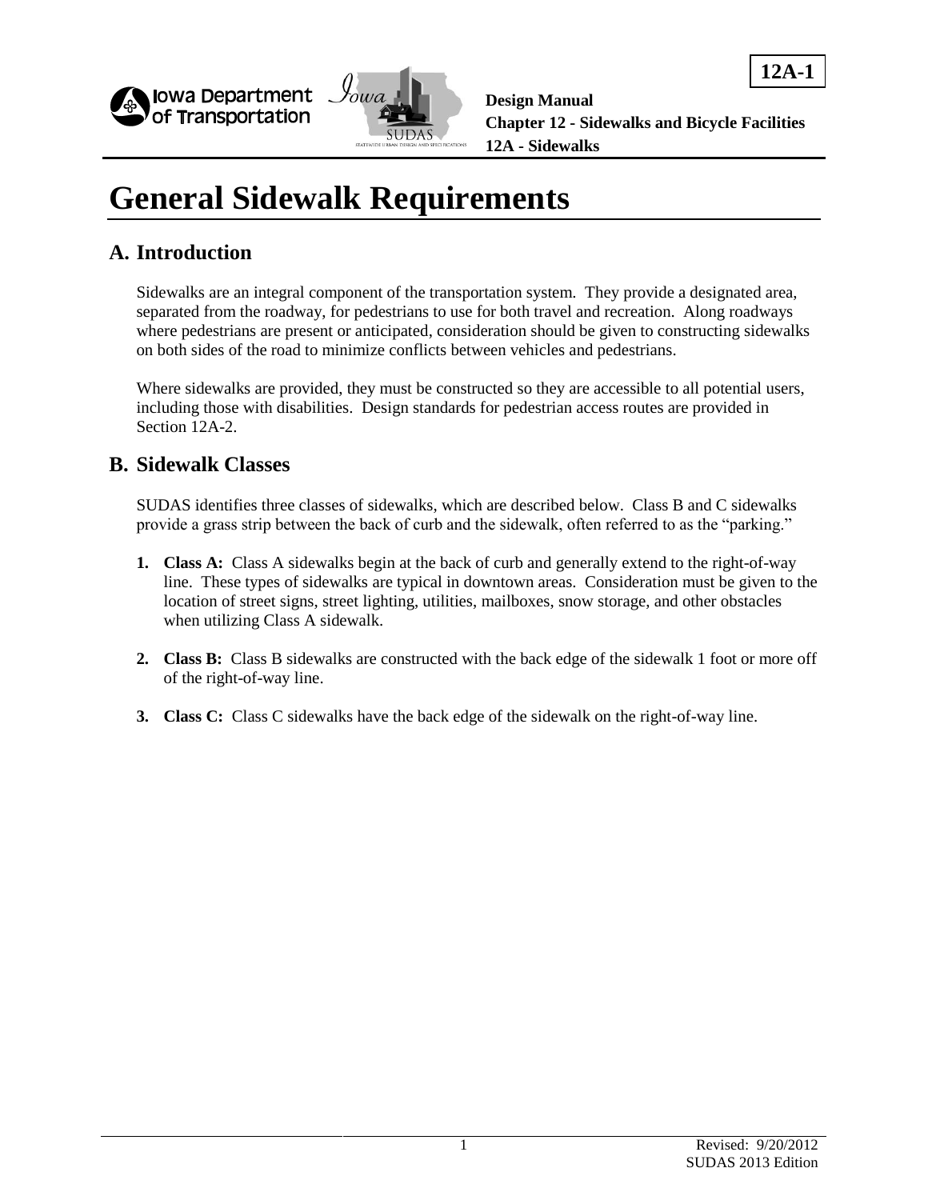# General Sidewalk Requirements

## A. Introduction

Sidewalks are an integral component of the transportation system. They provide a designated area, separated from the roadway, for pedestrians to use for both travel and recreation. Along roadways where pedestrians are present or anticipated, consideration should be given to constructing sidewalks on both sides of the road to minimize conflicts between vehicles and pedestrians.

Where sidewalks are provided, they must be constructed so they are accessible to all potential users, including those with disabilities. Design standards for pedestrian access routes are provided in Section 12A-2.

## B. Sidewalk Classes

SUDAS identifies three classes of sidewalks, which are described below. Class B and C sidewalks provide a grass strip between the back of curb and the sidewalk, often referred to as the "parking."

1. **Class A:** Class A sidewalks begin at the back of curb and generally extend to the right-of-way line. These types of sidewalks are typical in downtown areas. Consideration must be given to the location of street signs, street lighting, utilities, mailboxes, snow storage, and other obstacles when utilizing Class A sidewalk.

2. **Class B:** Class B sidewalks are constructed with the back edge of the sidewalk 1 foot or more off of the right-of-way line.

3. **Class C:** Class C sidewalks have the back edge of the sidewalk on the right-of-way line.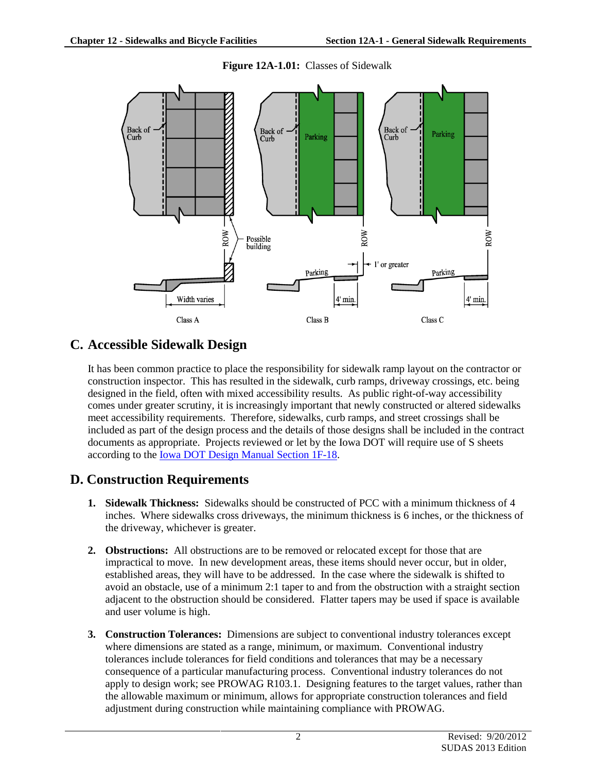**Figure 12A-1.01:** Classes of Sidewalk

## C. Accessible Sidewalk Design

It has been common practice to place the responsibility for sidewalk ramp layout on the contractor or construction inspector. This has resulted in the sidewalk, curb ramps, driveway crossings, etc. being designed in the field, often with mixed accessibility results. As public right-of-way accessibility comes under greater scrutiny, it is increasingly important that newly constructed or altered sidewalks meet accessibility requirements. Therefore, sidewalks, curb ramps, and street crossings shall be included as part of the design process and the details of those designs shall be included in the contract documents as appropriate. Projects reviewed or let by the Iowa DOT will require use of S sheets according to the Iowa DOT Design Manual Section 1F-18.

## D. Construction Requirements

1. **Sidewalk Thickness:** Sidewalks should be constructed of PCC with a minimum thickness of 4 inches. Where sidewalks cross driveways, the minimum thickness is 6 inches, or the thickness of the driveway, whichever is greater.

2. **Obstructions:** All obstructions are to be removed or relocated except for those that are impractical to move. In new development areas, these items should never occur, but in older, established areas, they will have to be addressed. In the case where the sidewalk is shifted to avoid an obstacle, use of a minimum 2:1 taper to and from the obstruction with a straight section adjacent to the obstruction should be considered. Flatter tapers may be used if space is available and user volume is high.

3. **Construction Tolerances:** Dimensions are subject to conventional industry tolerances except where dimensions are stated as a range, minimum, or maximum. Conventional industry tolerances include tolerances for field conditions and tolerances that may be a necessary consequence of a particular manufacturing process. Conventional industry tolerances do not apply to design work; see PROWAG R103.1. Designing features to the target values, rather than the allowable maximum or minimum, allows for appropriate construction tolerances and field adjustment during construction while maintaining compliance with PROWAG.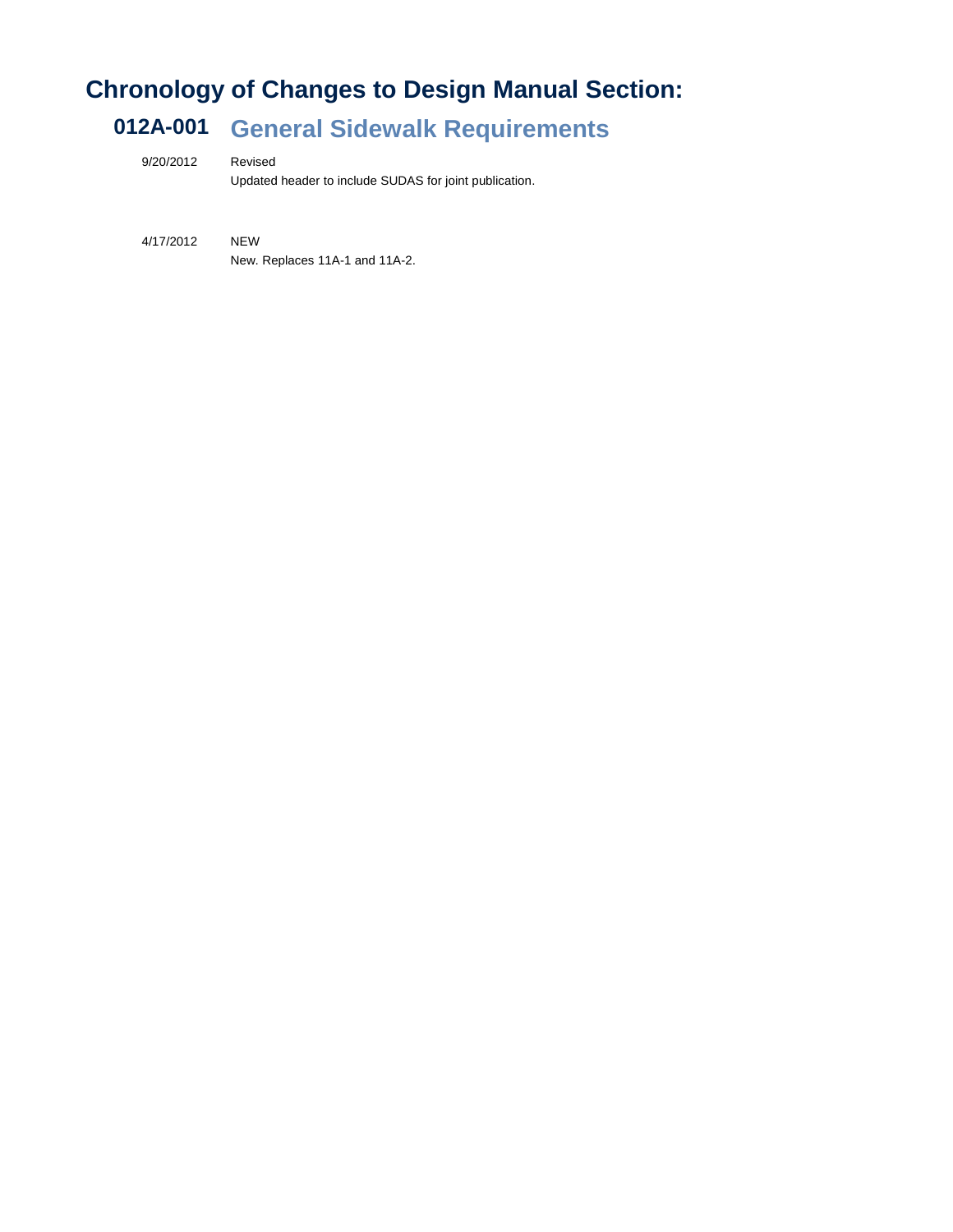# Chronology of Changes to Design Manual Section:

## 012A-001 General Sidewalk Requirements

9/20/2012 Revised

Updated header to include SUDAS for joint publication.

4/17/2012 NEW

New. Replaces 11A-1 and 11A-2.